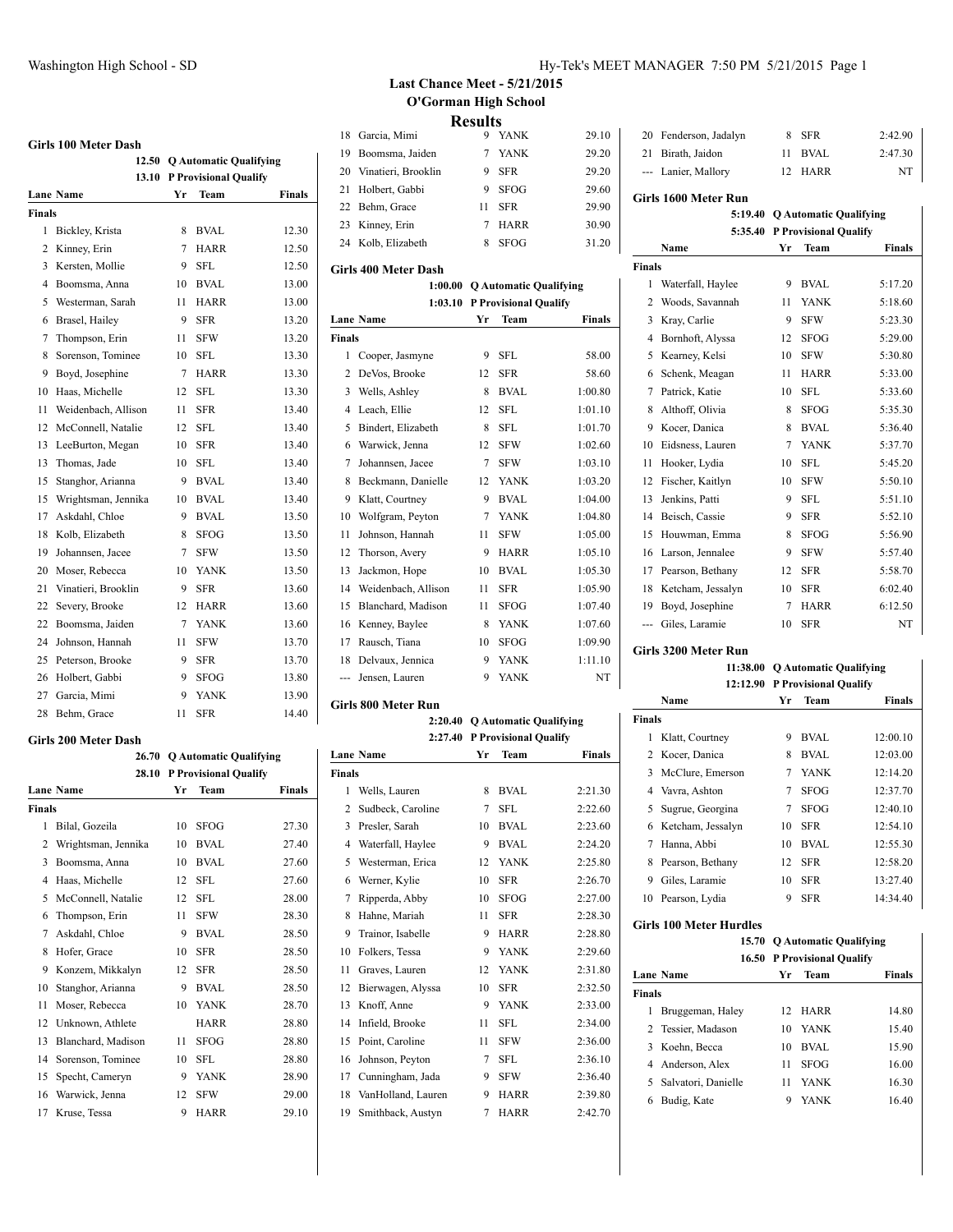# Last Chance Meet - 5/21/2015
## O'Gorman High School
## Results

### Girls 100 Meter Dash

12.50 Q Automatic Qualifying
13.10 P Provisional Qualify

| Lane | Name | Yr | Team | Finals |
|---|---|---|---|---|
| **Finals** | | | | |
| 1 | Bickley, Krista | 8 | BVAL | 12.30 |
| 2 | Kinney, Erin | 7 | HARR | 12.50 |
| 3 | Kersten, Mollie | 9 | SFL | 12.50 |
| 4 | Boomsma, Anna | 10 | BVAL | 13.00 |
| 5 | Westerman, Sarah | 11 | HARR | 13.00 |
| 6 | Brasel, Hailey | 9 | SFR | 13.20 |
| 7 | Thompson, Erin | 11 | SFW | 13.20 |
| 8 | Sorenson, Tominee | 10 | SFL | 13.30 |
| 9 | Boyd, Josephine | 7 | HARR | 13.30 |
| 10 | Haas, Michelle | 12 | SFL | 13.30 |
| 11 | Weidenbach, Allison | 11 | SFR | 13.40 |
| 12 | McConnell, Natalie | 12 | SFL | 13.40 |
| 13 | LeeBurton, Megan | 10 | SFR | 13.40 |
| 13 | Thomas, Jade | 10 | SFL | 13.40 |
| 15 | Stanghor, Arianna | 9 | BVAL | 13.40 |
| 15 | Wrightsman, Jennika | 10 | BVAL | 13.40 |
| 17 | Askdahl, Chloe | 9 | BVAL | 13.50 |
| 18 | Kolb, Elizabeth | 8 | SFOG | 13.50 |
| 19 | Johannsen, Jacee | 7 | SFW | 13.50 |
| 20 | Moser, Rebecca | 10 | YANK | 13.50 |
| 21 | Vinatieri, Brooklin | 9 | SFR | 13.60 |
| 22 | Severy, Brooke | 12 | HARR | 13.60 |
| 22 | Boomsma, Jaiden | 7 | YANK | 13.60 |
| 24 | Johnson, Hannah | 11 | SFW | 13.70 |
| 25 | Peterson, Brooke | 9 | SFR | 13.70 |
| 26 | Holbert, Gabbi | 9 | SFOG | 13.80 |
| 27 | Garcia, Mimi | 9 | YANK | 13.90 |
| 28 | Behm, Grace | 11 | SFR | 14.40 |

### Girls 200 Meter Dash

26.70 Q Automatic Qualifying
28.10 P Provisional Qualify

| Lane | Name | Yr | Team | Finals |
|---|---|---|---|---|
| **Finals** | | | | |
| 1 | Bilal, Gozeila | 10 | SFOG | 27.30 |
| 2 | Wrightsman, Jennika | 10 | BVAL | 27.40 |
| 3 | Boomsma, Anna | 10 | BVAL | 27.60 |
| 4 | Haas, Michelle | 12 | SFL | 27.60 |
| 5 | McConnell, Natalie | 12 | SFL | 28.00 |
| 6 | Thompson, Erin | 11 | SFW | 28.30 |
| 7 | Askdahl, Chloe | 9 | BVAL | 28.50 |
| 8 | Hofer, Grace | 10 | SFR | 28.50 |
| 9 | Konzem, Mikkalyn | 12 | SFR | 28.50 |
| 10 | Stanghor, Arianna | 9 | BVAL | 28.50 |
| 11 | Moser, Rebecca | 10 | YANK | 28.70 |
| 12 | Unknown, Athlete | | HARR | 28.80 |
| 13 | Blanchard, Madison | 11 | SFOG | 28.80 |
| 14 | Sorenson, Tominee | 10 | SFL | 28.80 |
| 15 | Specht, Cameryn | 9 | YANK | 28.90 |
| 16 | Warwick, Jenna | 12 | SFW | 29.00 |
| 17 | Kruse, Tessa | 9 | HARR | 29.10 |
| 18 | Garcia, Mimi | 9 | YANK | 29.10 |
| 19 | Boomsma, Jaiden | 7 | YANK | 29.20 |
| 20 | Vinatieri, Brooklin | 9 | SFR | 29.20 |
| 21 | Holbert, Gabbi | 9 | SFOG | 29.60 |
| 22 | Behm, Grace | 11 | SFR | 29.90 |
| 23 | Kinney, Erin | 7 | HARR | 30.90 |
| 24 | Kolb, Elizabeth | 8 | SFOG | 31.20 |

### Girls 400 Meter Dash

1:00.00 Q Automatic Qualifying
1:03.10 P Provisional Qualify

| Lane | Name | Yr | Team | Finals |
|---|---|---|---|---|
| **Finals** | | | | |
| 1 | Cooper, Jasmyne | 9 | SFL | 58.00 |
| 2 | DeVos, Brooke | 12 | SFR | 58.60 |
| 3 | Wells, Ashley | 8 | BVAL | 1:00.80 |
| 4 | Leach, Ellie | 12 | SFL | 1:01.10 |
| 5 | Bindert, Elizabeth | 8 | SFL | 1:01.70 |
| 6 | Warwick, Jenna | 12 | SFW | 1:02.60 |
| 7 | Johannsen, Jacee | 7 | SFW | 1:03.10 |
| 8 | Beckmann, Danielle | 12 | YANK | 1:03.20 |
| 9 | Klatt, Courtney | 9 | BVAL | 1:04.00 |
| 10 | Wolfgram, Peyton | 7 | YANK | 1:04.80 |
| 11 | Johnson, Hannah | 11 | SFW | 1:05.00 |
| 12 | Thorson, Avery | 9 | HARR | 1:05.10 |
| 13 | Jackmon, Hope | 10 | BVAL | 1:05.30 |
| 14 | Weidenbach, Allison | 11 | SFR | 1:05.90 |
| 15 | Blanchard, Madison | 11 | SFOG | 1:07.40 |
| 16 | Kenney, Baylee | 8 | YANK | 1:07.60 |
| 17 | Rausch, Tiana | 10 | SFOG | 1:09.90 |
| 18 | Delvaux, Jennica | 9 | YANK | 1:11.10 |
| --- | Jensen, Lauren | 9 | YANK | NT |

### Girls 800 Meter Run

2:20.40 Q Automatic Qualifying
2:27.40 P Provisional Qualify

| Lane | Name | Yr | Team | Finals |
|---|---|---|---|---|
| **Finals** | | | | |
| 1 | Wells, Lauren | 8 | BVAL | 2:21.30 |
| 2 | Sudbeck, Caroline | 7 | SFL | 2:22.60 |
| 3 | Presler, Sarah | 10 | BVAL | 2:23.60 |
| 4 | Waterfall, Haylee | 9 | BVAL | 2:24.20 |
| 5 | Westerman, Erica | 12 | YANK | 2:25.80 |
| 6 | Werner, Kylie | 10 | SFR | 2:26.70 |
| 7 | Ripperda, Abby | 10 | SFOG | 2:27.00 |
| 8 | Hahne, Mariah | 11 | SFR | 2:28.30 |
| 9 | Trainor, Isabelle | 9 | HARR | 2:28.80 |
| 10 | Folkers, Tessa | 9 | YANK | 2:29.60 |
| 11 | Graves, Lauren | 12 | YANK | 2:31.80 |
| 12 | Bierwagen, Alyssa | 10 | SFR | 2:32.50 |
| 13 | Knoff, Anne | 9 | YANK | 2:33.00 |
| 14 | Infield, Brooke | 11 | SFL | 2:34.00 |
| 15 | Point, Caroline | 11 | SFW | 2:36.00 |
| 16 | Johnson, Peyton | 7 | SFL | 2:36.10 |
| 17 | Cunningham, Jada | 9 | SFW | 2:36.40 |
| 18 | VanHolland, Lauren | 9 | HARR | 2:39.80 |
| 19 | Smithback, Austyn | 7 | HARR | 2:42.70 |
| 20 | Fenderson, Jadalyn | 8 | SFR | 2:42.90 |
| 21 | Birath, Jaidon | 11 | BVAL | 2:47.30 |
| --- | Lanier, Mallory | 12 | HARR | NT |

### Girls 1600 Meter Run

5:19.40 Q Automatic Qualifying
5:35.40 P Provisional Qualify

| | Name | Yr | Team | Finals |
|---|---|---|---|---|
| **Finals** | | | | |
| 1 | Waterfall, Haylee | 9 | BVAL | 5:17.20 |
| 2 | Woods, Savannah | 11 | YANK | 5:18.60 |
| 3 | Kray, Carlie | 9 | SFW | 5:23.30 |
| 4 | Bornhoft, Alyssa | 12 | SFOG | 5:29.00 |
| 5 | Kearney, Kelsi | 10 | SFW | 5:30.80 |
| 6 | Schenk, Meagan | 11 | HARR | 5:33.00 |
| 7 | Patrick, Katie | 10 | SFL | 5:33.60 |
| 8 | Althoff, Olivia | 8 | SFOG | 5:35.30 |
| 9 | Kocer, Danica | 8 | BVAL | 5:36.40 |
| 10 | Eidsness, Lauren | 7 | YANK | 5:37.70 |
| 11 | Hooker, Lydia | 10 | SFL | 5:45.20 |
| 12 | Fischer, Kaitlyn | 10 | SFW | 5:50.10 |
| 13 | Jenkins, Patti | 9 | SFL | 5:51.10 |
| 14 | Beisch, Cassie | 9 | SFR | 5:52.10 |
| 15 | Houwman, Emma | 8 | SFOG | 5:56.90 |
| 16 | Larson, Jennalee | 9 | SFW | 5:57.40 |
| 17 | Pearson, Bethany | 12 | SFR | 5:58.70 |
| 18 | Ketcham, Jessalyn | 10 | SFR | 6:02.40 |
| 19 | Boyd, Josephine | 7 | HARR | 6:12.50 |
| --- | Giles, Laramie | 10 | SFR | NT |

### Girls 3200 Meter Run

11:38.00 Q Automatic Qualifying
12:12.90 P Provisional Qualify

| | Name | Yr | Team | Finals |
|---|---|---|---|---|
| **Finals** | | | | |
| 1 | Klatt, Courtney | 9 | BVAL | 12:00.10 |
| 2 | Kocer, Danica | 8 | BVAL | 12:03.00 |
| 3 | McClure, Emerson | 7 | YANK | 12:14.20 |
| 4 | Vavra, Ashton | 7 | SFOG | 12:37.70 |
| 5 | Sugrue, Georgina | 7 | SFOG | 12:40.10 |
| 6 | Ketcham, Jessalyn | 10 | SFR | 12:54.10 |
| 7 | Hanna, Abbi | 10 | BVAL | 12:55.30 |
| 8 | Pearson, Bethany | 12 | SFR | 12:58.20 |
| 9 | Giles, Laramie | 10 | SFR | 13:27.40 |
| 10 | Pearson, Lydia | 9 | SFR | 14:34.40 |

### Girls 100 Meter Hurdles

15.70 Q Automatic Qualifying
16.50 P Provisional Qualify

| Lane | Name | Yr | Team | Finals |
|---|---|---|---|---|
| **Finals** | | | | |
| 1 | Bruggeman, Haley | 12 | HARR | 14.80 |
| 2 | Tessier, Madason | 10 | YANK | 15.40 |
| 3 | Koehn, Becca | 10 | BVAL | 15.90 |
| 4 | Anderson, Alex | 11 | SFOG | 16.00 |
| 5 | Salvatori, Danielle | 11 | YANK | 16.30 |
| 6 | Budig, Kate | 9 | YANK | 16.40 |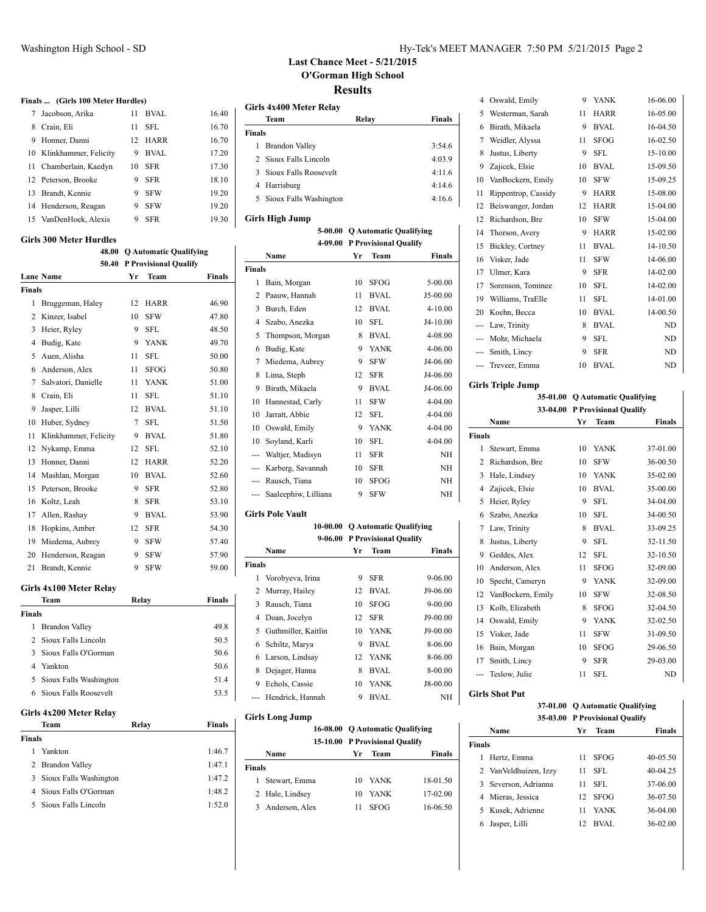# Last Chance Meet - 5/21/2015

## O'Gorman High School

## Results

### Finals ... (Girls 100 Meter Hurdles)

| | Name | Yr | Team | Finals |
|---|---|---|---|---|
| 7 | Jacobson, Arika | 11 | BVAL | 16.40 |
| 8 | Crain, Eli | 11 | SFL | 16.70 |
| 9 | Honner, Danni | 12 | HARR | 16.70 |
| 10 | Klinkhammer, Felicity | 9 | BVAL | 17.20 |
| 11 | Chamberlain, Kaedyn | 10 | SFR | 17.30 |
| 12 | Peterson, Brooke | 9 | SFR | 18.10 |
| 13 | Brandt, Kennie | 9 | SFW | 19.20 |
| 14 | Henderson, Reagan | 9 | SFW | 19.20 |
| 15 | VanDenHoek, Alexis | 9 | SFR | 19.30 |

### Girls 300 Meter Hurdles

48.00 Q Automatic Qualifying
50.40 P Provisional Qualify

| Lane | Name | Yr | Team | Finals |
|---|---|---|---|---|
| **Finals** | | | | |
| 1 | Bruggeman, Haley | 12 | HARR | 46.90 |
| 2 | Kinzer, Isabel | 10 | SFW | 47.80 |
| 3 | Heier, Ryley | 9 | SFL | 48.50 |
| 4 | Budig, Kate | 9 | YANK | 49.70 |
| 5 | Auen, Alisha | 11 | SFL | 50.00 |
| 6 | Anderson, Alex | 11 | SFOG | 50.80 |
| 7 | Salvatori, Danielle | 11 | YANK | 51.00 |
| 8 | Crain, Eli | 11 | SFL | 51.10 |
| 9 | Jasper, Lilli | 12 | BVAL | 51.10 |
| 10 | Huber, Sydney | 7 | SFL | 51.50 |
| 11 | Klinkhammer, Felicity | 9 | BVAL | 51.80 |
| 12 | Nykamp, Emma | 12 | SFL | 52.10 |
| 13 | Honner, Danni | 12 | HARR | 52.20 |
| 14 | Mashlan, Morgan | 10 | BVAL | 52.60 |
| 15 | Peterson, Brooke | 9 | SFR | 52.80 |
| 16 | Koltz, Leah | 8 | SFR | 53.10 |
| 17 | Allen, Rashay | 9 | BVAL | 53.90 |
| 18 | Hopkins, Amber | 12 | SFR | 54.30 |
| 19 | Miedema, Aubrey | 9 | SFW | 57.40 |
| 20 | Henderson, Reagan | 9 | SFW | 57.90 |
| 21 | Brandt, Kennie | 9 | SFW | 59.00 |

### Girls 4x100 Meter Relay

| | Team | Relay | Finals |
|---|---|---|---|
| **Finals** | | | |
| 1 | Brandon Valley | | 49.8 |
| 2 | Sioux Falls Lincoln | | 50.5 |
| 3 | Sioux Falls O'Gorman | | 50.6 |
| 4 | Yankton | | 50.6 |
| 5 | Sioux Falls Washington | | 51.4 |
| 6 | Sioux Falls Roosevelt | | 53.5 |

### Girls 4x200 Meter Relay

| | Team | Relay | Finals |
|---|---|---|---|
| **Finals** | | | |
| 1 | Yankton | | 1:46.7 |
| 2 | Brandon Valley | | 1:47.1 |
| 3 | Sioux Falls Washington | | 1:47.2 |
| 4 | Sioux Falls O'Gorman | | 1:48.2 |
| 5 | Sioux Falls Lincoln | | 1:52.0 |

### Girls 4x400 Meter Relay

| | Team | Relay | Finals |
|---|---|---|---|
| **Finals** | | | |
| 1 | Brandon Valley | | 3:54.6 |
| 2 | Sioux Falls Lincoln | | 4:03.9 |
| 3 | Sioux Falls Roosevelt | | 4:11.6 |
| 4 | Harrisburg | | 4:14.6 |
| 5 | Sioux Falls Washington | | 4:16.6 |

### Girls High Jump

5-00.00 Q Automatic Qualifying
4-09.00 P Provisional Qualify

| | Name | Yr | Team | Finals |
|---|---|---|---|---|
| **Finals** | | | | |
| 1 | Bain, Morgan | 10 | SFOG | 5-00.00 |
| 2 | Paauw, Hannah | 11 | BVAL | J5-00.00 |
| 3 | Burch, Eden | 12 | BVAL | 4-10.00 |
| 4 | Szabo, Anezka | 10 | SFL | J4-10.00 |
| 5 | Thompson, Morgan | 8 | BVAL | 4-08.00 |
| 6 | Budig, Kate | 9 | YANK | 4-06.00 |
| 7 | Miedema, Aubrey | 9 | SFW | J4-06.00 |
| 8 | Lima, Steph | 12 | SFR | J4-06.00 |
| 9 | Birath, Mikaela | 9 | BVAL | J4-06.00 |
| 10 | Hannestad, Carly | 11 | SFW | 4-04.00 |
| 10 | Jarratt, Abbie | 12 | SFL | 4-04.00 |
| 10 | Oswald, Emily | 9 | YANK | 4-04.00 |
| 10 | Soyland, Karli | 10 | SFL | 4-04.00 |
| --- | Waltjer, Madisyn | 11 | SFR | NH |
| --- | Karberg, Savannah | 10 | SFR | NH |
| --- | Rausch, Tiana | 10 | SFOG | NH |
| --- | Saaleephiw, Lilliana | 9 | SFW | NH |

### Girls Pole Vault

10-00.00 Q Automatic Qualifying
9-06.00 P Provisional Qualify

| | Name | Yr | Team | Finals |
|---|---|---|---|---|
| **Finals** | | | | |
| 1 | Vorobyeva, Irina | 9 | SFR | 9-06.00 |
| 2 | Murray, Hailey | 12 | BVAL | J9-06.00 |
| 3 | Rausch, Tiana | 10 | SFOG | 9-00.00 |
| 4 | Doan, Jocelyn | 12 | SFR | J9-00.00 |
| 5 | Guthmiller, Kaitlin | 10 | YANK | J9-00.00 |
| 6 | Schiltz, Marya | 9 | BVAL | 8-06.00 |
| 6 | Larson, Lindsay | 12 | YANK | 8-06.00 |
| 8 | Dejager, Hanna | 8 | BVAL | 8-00.00 |
| 9 | Echols, Cassie | 10 | YANK | J8-00.00 |
| --- | Hendrick, Hannah | 9 | BVAL | NH |

### Girls Long Jump

16-08.00 Q Automatic Qualifying
15-10.00 P Provisional Qualify

| | Name | Yr | Team | Finals |
|---|---|---|---|---|
| **Finals** | | | | |
| 1 | Stewart, Emma | 10 | YANK | 18-01.50 |
| 2 | Hale, Lindsey | 10 | YANK | 17-02.00 |
| 3 | Anderson, Alex | 11 | SFOG | 16-06.50 |
| 4 | Oswald, Emily | 9 | YANK | 16-06.00 |
| 5 | Westerman, Sarah | 11 | HARR | 16-05.00 |
| 6 | Birath, Mikaela | 9 | BVAL | 16-04.50 |
| 7 | Weidler, Alyssa | 11 | SFOG | 16-02.50 |
| 8 | Justus, Liberty | 9 | SFL | 15-10.00 |
| 9 | Zajicek, Elsie | 10 | BVAL | 15-09.50 |
| 10 | VanBockern, Emily | 10 | SFW | 15-09.25 |
| 11 | Rippentrop, Cassidy | 9 | HARR | 15-08.00 |
| 12 | Beiswanger, Jordan | 12 | HARR | 15-04.00 |
| 12 | Richardson, Bre | 10 | SFW | 15-04.00 |
| 14 | Thorson, Avery | 9 | HARR | 15-02.00 |
| 15 | Bickley, Cortney | 11 | BVAL | 14-10.50 |
| 16 | Visker, Jade | 11 | SFW | 14-06.00 |
| 17 | Ulmer, Kara | 9 | SFR | 14-02.00 |
| 17 | Sorenson, Tominee | 10 | SFL | 14-02.00 |
| 19 | Williams, TraElle | 11 | SFL | 14-01.00 |
| 20 | Koehn, Becca | 10 | BVAL | 14-00.50 |
| --- | Law, Trinity | 8 | BVAL | ND |
| --- | Mohr, Michaela | 9 | SFL | ND |
| --- | Smith, Lincy | 9 | SFR | ND |
| --- | Treveer, Emma | 10 | BVAL | ND |

### Girls Triple Jump

35-01.00 Q Automatic Qualifying
33-04.00 P Provisional Qualify

| | Name | Yr | Team | Finals |
|---|---|---|---|---|
| **Finals** | | | | |
| 1 | Stewart, Emma | 10 | YANK | 37-01.00 |
| 2 | Richardson, Bre | 10 | SFW | 36-00.50 |
| 3 | Hale, Lindsey | 10 | YANK | 35-02.00 |
| 4 | Zajicek, Elsie | 10 | BVAL | 35-00.00 |
| 5 | Heier, Ryley | 9 | SFL | 34-04.00 |
| 6 | Szabo, Anezka | 10 | SFL | 34-00.50 |
| 7 | Law, Trinity | 8 | BVAL | 33-09.25 |
| 8 | Justus, Liberty | 9 | SFL | 32-11.50 |
| 9 | Geddes, Alex | 12 | SFL | 32-10.50 |
| 10 | Anderson, Alex | 11 | SFOG | 32-09.00 |
| 10 | Specht, Cameryn | 9 | YANK | 32-09.00 |
| 12 | VanBockern, Emily | 10 | SFW | 32-08.50 |
| 13 | Kolb, Elizabeth | 8 | SFOG | 32-04.50 |
| 14 | Oswald, Emily | 9 | YANK | 32-02.50 |
| 15 | Visker, Jade | 11 | SFW | 31-09.50 |
| 16 | Bain, Morgan | 10 | SFOG | 29-06.50 |
| 17 | Smith, Lincy | 9 | SFR | 29-03.00 |
| --- | Teslow, Julie | 11 | SFL | ND |

### Girls Shot Put

37-01.00 Q Automatic Qualifying
35-03.00 P Provisional Qualify

| | Name | Yr | Team | Finals |
|---|---|---|---|---|
| **Finals** | | | | |
| 1 | Hertz, Emma | 11 | SFOG | 40-05.50 |
| 2 | VanVeldhuizen, Izzy | 11 | SFL | 40-04.25 |
| 3 | Severson, Adrianna | 11 | SFL | 37-06.00 |
| 4 | Mieras, Jessica | 12 | SFOG | 36-07.50 |
| 5 | Kusek, Adrienne | 11 | YANK | 36-04.00 |
| 6 | Jasper, Lilli | 12 | BVAL | 36-02.00 |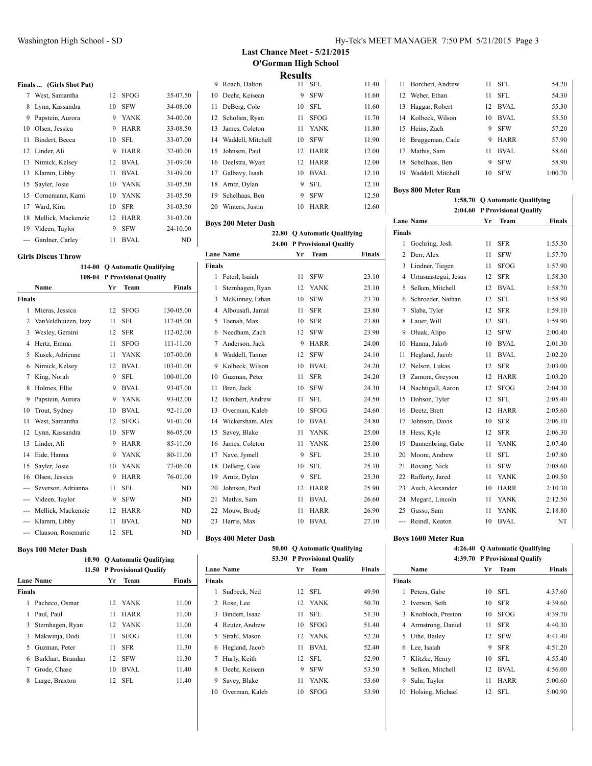## Last Chance Meet - 5/21/2015

## O'Gorman High School

## Results

### Finals ... (Girls Shot Put)

| | Name | Yr | Team | Finals |
|---|---|---|---|---|
| 7 | West, Samantha | 12 | SFOG | 35-07.50 |
| 8 | Lynn, Kassandra | 10 | SFW | 34-08.00 |
| 9 | Papstein, Aurora | 9 | YANK | 34-00.00 |
| 10 | Olsen, Jessica | 9 | HARR | 33-08.50 |
| 11 | Bindert, Becca | 10 | SFL | 33-07.00 |
| 12 | Linder, Ali | 9 | HARR | 32-00.00 |
| 13 | Nimick, Kelsey | 12 | BVAL | 31-09.00 |
| 13 | Klamm, Libby | 11 | BVAL | 31-09.00 |
| 15 | Sayler, Josie | 10 | YANK | 31-05.50 |
| 15 | Cornemann, Kami | 10 | YANK | 31-05.50 |
| 17 | Ward, Kira | 10 | SFR | 31-03.50 |
| 18 | Mellick, Mackenzie | 12 | HARR | 31-03.00 |
| 19 | Videen, Taylor | 9 | SFW | 24-10.00 |
| --- | Gardner, Carley | 11 | BVAL | ND |

### Girls Discus Throw

114-00 Q Automatic Qualifying
108-04 P Provisional Qualify

| | Name | Yr | Team | Finals |
|---|---|---|---|---|
| **Finals** | | | | |
| 1 | Mieras, Jessica | 12 | SFOG | 130-05.00 |
| 2 | VanVeldhuizen, Izzy | 11 | SFL | 117-05.00 |
| 3 | Wesley, Gemini | 12 | SFR | 112-02.00 |
| 4 | Hertz, Emma | 11 | SFOG | 111-11.00 |
| 5 | Kusek, Adrienne | 11 | YANK | 107-00.00 |
| 6 | Nimick, Kelsey | 12 | BVAL | 103-01.00 |
| 7 | King, Norah | 9 | SFL | 100-01.00 |
| 8 | Holmes, Ellie | 9 | BVAL | 93-07.00 |
| 9 | Papstein, Aurora | 9 | YANK | 93-02.00 |
| 10 | Trout, Sydney | 10 | BVAL | 92-11.00 |
| 11 | West, Samantha | 12 | SFOG | 91-01.00 |
| 12 | Lynn, Kassandra | 10 | SFW | 86-05.00 |
| 13 | Linder, Ali | 9 | HARR | 85-11.00 |
| 14 | Eide, Hanna | 9 | YANK | 80-11.00 |
| 15 | Sayler, Josie | 10 | YANK | 77-06.00 |
| 16 | Olsen, Jessica | 9 | HARR | 76-01.00 |
| --- | Severson, Adrianna | 11 | SFL | ND |
| --- | Videen, Taylor | 9 | SFW | ND |
| --- | Mellick, Mackenzie | 12 | HARR | ND |
| --- | Klamm, Libby | 11 | BVAL | ND |
| --- | Clauson, Rosemarie | 12 | SFL | ND |

### Boys 100 Meter Dash

10.90 Q Automatic Qualifying
11.50 P Provisional Qualify

| Lane | Name | Yr | Team | Finals |
|---|---|---|---|---|
| **Finals** | | | | |
| 1 | Pacheco, Osmar | 12 | YANK | 11.00 |
| 1 | Paul, Paul | 11 | HARR | 11.00 |
| 3 | Sternhagen, Ryan | 12 | YANK | 11.00 |
| 3 | Makwinja, Dodi | 11 | SFOG | 11.00 |
| 5 | Guzman, Peter | 11 | SFR | 11.30 |
| 6 | Burkhart, Brandan | 12 | SFW | 11.30 |
| 7 | Grode, Chase | 10 | BVAL | 11.40 |
| 8 | Large, Braxton | 12 | SFL | 11.40 |
| 9 | Roach, Dalton | 11 | SFL | 11.40 |
| 10 | Deehr, Keisean | 9 | SFW | 11.60 |
| 11 | DeBerg, Cole | 10 | SFL | 11.60 |
| 12 | Scholten, Ryan | 11 | SFOG | 11.70 |
| 13 | James, Coleton | 11 | YANK | 11.80 |
| 14 | Waddell, Mitchell | 10 | SFW | 11.90 |
| 15 | Johnson, Paul | 12 | HARR | 12.00 |
| 16 | Deelstra, Wyatt | 12 | HARR | 12.00 |
| 17 | Galbavy, Isaah | 10 | BVAL | 12.10 |
| 18 | Arntz, Dylan | 9 | SFL | 12.10 |
| 19 | Schelhaas, Ben | 9 | SFW | 12.50 |
| 20 | Winters, Justin | 10 | HARR | 12.60 |

### Boys 200 Meter Dash

22.80 Q Automatic Qualifying
24.00 P Provisional Qualify

| Lane | Name | Yr | Team | Finals |
|---|---|---|---|---|
| **Finals** | | | | |
| 1 | Feterl, Isaiah | 11 | SFW | 23.10 |
| 1 | Sternhagen, Ryan | 12 | YANK | 23.10 |
| 3 | McKinney, Ethan | 10 | SFW | 23.70 |
| 4 | Albousafi, Jamal | 11 | SFR | 23.80 |
| 5 | Toenah, Max | 10 | SFR | 23.80 |
| 6 | Needham, Zach | 12 | SFW | 23.90 |
| 7 | Anderson, Jack | 9 | HARR | 24.00 |
| 8 | Waddell, Tanner | 12 | SFW | 24.10 |
| 9 | Kolbeck, Wilson | 10 | BVAL | 24.20 |
| 10 | Guzman, Peter | 11 | SFR | 24.20 |
| 11 | Bren, Jack | 10 | SFW | 24.30 |
| 12 | Borchert, Andrew | 11 | SFL | 24.50 |
| 13 | Overman, Kaleb | 10 | SFOG | 24.60 |
| 14 | Wickersham, Alex | 10 | BVAL | 24.80 |
| 15 | Savey, Blake | 11 | YANK | 25.00 |
| 16 | James, Coleton | 11 | YANK | 25.00 |
| 17 | Nave, Jymell | 9 | SFL | 25.10 |
| 18 | DeBerg, Cole | 10 | SFL | 25.10 |
| 19 | Arntz, Dylan | 9 | SFL | 25.30 |
| 20 | Johnson, Paul | 12 | HARR | 25.90 |
| 21 | Mathis, Sam | 11 | BVAL | 26.60 |
| 22 | Mouw, Brody | 11 | HARR | 26.90 |
| 23 | Harris, Max | 10 | BVAL | 27.10 |

### Boys 400 Meter Dash

50.00 Q Automatic Qualifying
53.30 P Provisional Qualify

| Lane | Name | Yr | Team | Finals |
|---|---|---|---|---|
| **Finals** | | | | |
| 1 | Sudbeck, Ned | 12 | SFL | 49.90 |
| 2 | Rose, Lee | 12 | YANK | 50.70 |
| 3 | Bindert, Isaac | 11 | SFL | 51.30 |
| 4 | Reuter, Andrew | 10 | SFOG | 51.40 |
| 5 | Strahl, Mason | 12 | YANK | 52.20 |
| 6 | Hegland, Jacob | 11 | BVAL | 52.40 |
| 7 | Hurly, Keith | 12 | SFL | 52.90 |
| 8 | Deehr, Keisean | 9 | SFW | 53.50 |
| 9 | Savey, Blake | 11 | YANK | 53.60 |
| 10 | Overman, Kaleb | 10 | SFOG | 53.90 |
| 11 | Borchert, Andrew | 11 | SFL | 54.20 |
| 12 | Weber, Ethan | 11 | SFL | 54.30 |
| 13 | Haggar, Robert | 12 | BVAL | 55.30 |
| 14 | Kolbeck, Wilson | 10 | BVAL | 55.50 |
| 15 | Heins, Zach | 9 | SFW | 57.20 |
| 16 | Bruggeman, Cade | 9 | HARR | 57.90 |
| 17 | Mathis, Sam | 11 | BVAL | 58.60 |
| 18 | Schelhaas, Ben | 9 | SFW | 58.90 |
| 19 | Waddell, Mitchell | 10 | SFW | 1:00.70 |

### Boys 800 Meter Run

1:58.70 Q Automatic Qualifying
2:04.60 P Provisional Qualify

| Lane | Name | Yr | Team | Finals |
|---|---|---|---|---|
| **Finals** | | | | |
| 1 | Goehring, Josh | 11 | SFR | 1:55.50 |
| 2 | Derr, Alex | 11 | SFW | 1:57.70 |
| 3 | Lindner, Tiegen | 11 | SFOG | 1:57.90 |
| 4 | Urtusuastegui, Jesus | 12 | SFR | 1:58.30 |
| 5 | Selken, Mitchell | 12 | BVAL | 1:58.70 |
| 6 | Schroeder, Nathan | 12 | SFL | 1:58.90 |
| 7 | Slaba, Tyler | 12 | SFR | 1:59.10 |
| 8 | Lauer, Will | 12 | SFL | 1:59.90 |
| 9 | Oluak, Alipo | 12 | SFW | 2:00.40 |
| 10 | Hanna, Jakob | 10 | BVAL | 2:01.30 |
| 11 | Hegland, Jacob | 11 | BVAL | 2:02.20 |
| 12 | Nelson, Lukas | 12 | SFR | 2:03.00 |
| 13 | Zamora, Greyson | 12 | HARR | 2:03.20 |
| 14 | Nachtigall, Aaron | 12 | SFOG | 2:04.30 |
| 15 | Dobson, Tyler | 12 | SFL | 2:05.40 |
| 16 | Deetz, Brett | 12 | HARR | 2:05.60 |
| 17 | Johnson, Davis | 10 | SFR | 2:06.10 |
| 18 | Hess, Kyle | 12 | SFR | 2:06.30 |
| 19 | Dannenbring, Gabe | 11 | YANK | 2:07.40 |
| 20 | Moore, Andrew | 11 | SFL | 2:07.80 |
| 21 | Rovang, Nick | 11 | SFW | 2:08.60 |
| 22 | Rafferty, Jared | 11 | YANK | 2:09.50 |
| 23 | Auch, Alexander | 10 | HARR | 2:10.30 |
| 24 | Megard, Lincoln | 11 | YANK | 2:12.50 |
| 25 | Gusso, Sam | 11 | YANK | 2:18.80 |
| --- | Reindl, Keaton | 10 | BVAL | NT |

### Boys 1600 Meter Run

4:26.40 Q Automatic Qualifying
4:39.70 P Provisional Qualify

| | Name | Yr | Team | Finals |
|---|---|---|---|---|
| **Finals** | | | | |
| 1 | Peters, Gabe | 10 | SFL | 4:37.60 |
| 2 | Iverson, Seth | 10 | SFR | 4:39.60 |
| 3 | Knobloch, Preston | 10 | SFOG | 4:39.70 |
| 4 | Armstrong, Daniel | 11 | SFR | 4:40.30 |
| 5 | Uthe, Bailey | 12 | SFW | 4:41.40 |
| 6 | Lee, Isaiah | 9 | SFR | 4:51.20 |
| 7 | Klitzke, Henry | 10 | SFL | 4:55.40 |
| 8 | Selken, Mitchell | 12 | BVAL | 4:56.00 |
| 9 | Suhr, Taylor | 11 | HARR | 5:00.60 |
| 10 | Holsing, Michael | 12 | SFL | 5:00.90 |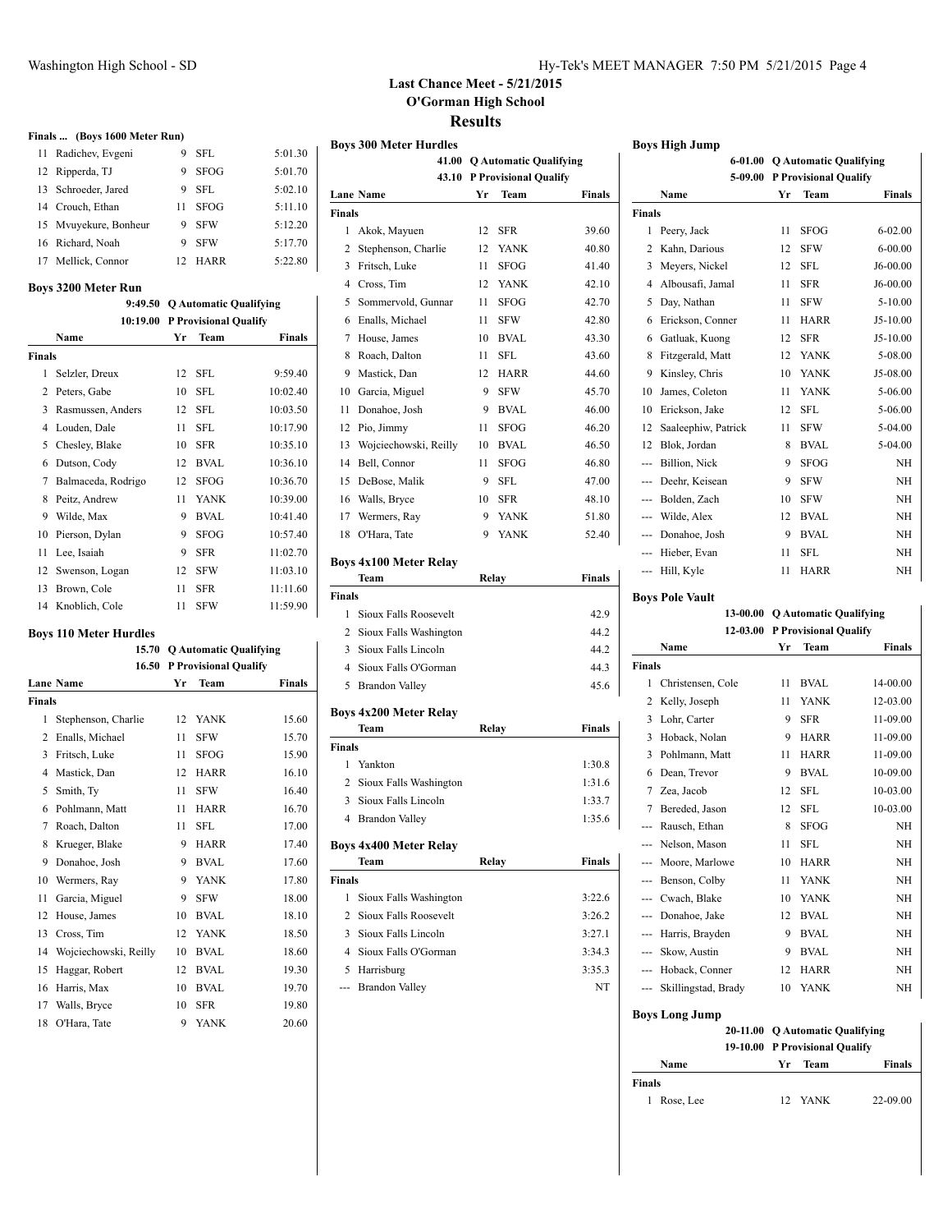# Last Chance Meet - 5/21/2015
## O'Gorman High School
## Results

### Finals ... (Boys 1600 Meter Run)

| | Name | Yr | Team | Finals |
|---|---|---|---|---|
| 11 | Radichev, Evgeni | 9 | SFL | 5:01.30 |
| 12 | Ripperda, TJ | 9 | SFOG | 5:01.70 |
| 13 | Schroeder, Jared | 9 | SFL | 5:02.10 |
| 14 | Crouch, Ethan | 11 | SFOG | 5:11.10 |
| 15 | Mvuyekure, Bonheur | 9 | SFW | 5:12.20 |
| 16 | Richard, Noah | 9 | SFW | 5:17.70 |
| 17 | Mellick, Connor | 12 | HARR | 5:22.80 |

### Boys 3200 Meter Run

9:49.50 Q Automatic Qualifying
10:19.00 P Provisional Qualify

| | Name | Yr | Team | Finals |
|---|---|---|---|---|
| **Finals** | | | | |
| 1 | Selzler, Dreux | 12 | SFL | 9:59.40 |
| 2 | Peters, Gabe | 10 | SFL | 10:02.40 |
| 3 | Rasmussen, Anders | 12 | SFL | 10:03.50 |
| 4 | Louden, Dale | 11 | SFL | 10:17.90 |
| 5 | Chesley, Blake | 10 | SFR | 10:35.10 |
| 6 | Dutson, Cody | 12 | BVAL | 10:36.10 |
| 7 | Balmaceda, Rodrigo | 12 | SFOG | 10:36.70 |
| 8 | Peitz, Andrew | 11 | YANK | 10:39.00 |
| 9 | Wilde, Max | 9 | BVAL | 10:41.40 |
| 10 | Pierson, Dylan | 9 | SFOG | 10:57.40 |
| 11 | Lee, Isaiah | 9 | SFR | 11:02.70 |
| 12 | Swenson, Logan | 12 | SFW | 11:03.10 |
| 13 | Brown, Cole | 11 | SFR | 11:11.60 |
| 14 | Knoblich, Cole | 11 | SFW | 11:59.90 |

### Boys 110 Meter Hurdles

15.70 Q Automatic Qualifying
16.50 P Provisional Qualify

| Lane | Name | Yr | Team | Finals |
|---|---|---|---|---|
| **Finals** | | | | |
| 1 | Stephenson, Charlie | 12 | YANK | 15.60 |
| 2 | Enalls, Michael | 11 | SFW | 15.70 |
| 3 | Fritsch, Luke | 11 | SFOG | 15.90 |
| 4 | Mastick, Dan | 12 | HARR | 16.10 |
| 5 | Smith, Ty | 11 | SFW | 16.40 |
| 6 | Pohlmann, Matt | 11 | HARR | 16.70 |
| 7 | Roach, Dalton | 11 | SFL | 17.00 |
| 8 | Krueger, Blake | 9 | HARR | 17.40 |
| 9 | Donahoe, Josh | 9 | BVAL | 17.60 |
| 10 | Wermers, Ray | 9 | YANK | 17.80 |
| 11 | Garcia, Miguel | 9 | SFW | 18.00 |
| 12 | House, James | 10 | BVAL | 18.10 |
| 13 | Cross, Tim | 12 | YANK | 18.50 |
| 14 | Wojciechowski, Reilly | 10 | BVAL | 18.60 |
| 15 | Haggar, Robert | 12 | BVAL | 19.30 |
| 16 | Harris, Max | 10 | BVAL | 19.70 |
| 17 | Walls, Bryce | 10 | SFR | 19.80 |
| 18 | O'Hara, Tate | 9 | YANK | 20.60 |

### Boys 300 Meter Hurdles

41.00 Q Automatic Qualifying
43.10 P Provisional Qualify

| Lane | Name | Yr | Team | Finals |
|---|---|---|---|---|
| **Finals** | | | | |
| 1 | Akok, Mayuen | 12 | SFR | 39.60 |
| 2 | Stephenson, Charlie | 12 | YANK | 40.80 |
| 3 | Fritsch, Luke | 11 | SFOG | 41.40 |
| 4 | Cross, Tim | 12 | YANK | 42.10 |
| 5 | Sommervold, Gunnar | 11 | SFOG | 42.70 |
| 6 | Enalls, Michael | 11 | SFW | 42.80 |
| 7 | House, James | 10 | BVAL | 43.30 |
| 8 | Roach, Dalton | 11 | SFL | 43.60 |
| 9 | Mastick, Dan | 12 | HARR | 44.60 |
| 10 | Garcia, Miguel | 9 | SFW | 45.70 |
| 11 | Donahoe, Josh | 9 | BVAL | 46.00 |
| 12 | Pio, Jimmy | 11 | SFOG | 46.20 |
| 13 | Wojciechowski, Reilly | 10 | BVAL | 46.50 |
| 14 | Bell, Connor | 11 | SFOG | 46.80 |
| 15 | DeBose, Malik | 9 | SFL | 47.00 |
| 16 | Walls, Bryce | 10 | SFR | 48.10 |
| 17 | Wermers, Ray | 9 | YANK | 51.80 |
| 18 | O'Hara, Tate | 9 | YANK | 52.40 |

### Boys 4x100 Meter Relay

| | Team | Relay | Finals |
|---|---|---|---|
| **Finals** | | | |
| 1 | Sioux Falls Roosevelt | | 42.9 |
| 2 | Sioux Falls Washington | | 44.2 |
| 3 | Sioux Falls Lincoln | | 44.2 |
| 4 | Sioux Falls O'Gorman | | 44.3 |
| 5 | Brandon Valley | | 45.6 |

### Boys 4x200 Meter Relay

| | Team | Relay | Finals |
|---|---|---|---|
| **Finals** | | | |
| 1 | Yankton | | 1:30.8 |
| 2 | Sioux Falls Washington | | 1:31.6 |
| 3 | Sioux Falls Lincoln | | 1:33.7 |
| 4 | Brandon Valley | | 1:35.6 |

### Boys 4x400 Meter Relay

| | Team | Relay | Finals |
|---|---|---|---|
| **Finals** | | | |
| 1 | Sioux Falls Washington | | 3:22.6 |
| 2 | Sioux Falls Roosevelt | | 3:26.2 |
| 3 | Sioux Falls Lincoln | | 3:27.1 |
| 4 | Sioux Falls O'Gorman | | 3:34.3 |
| 5 | Harrisburg | | 3:35.3 |
| --- | Brandon Valley | | NT |

### Boys High Jump

6-01.00 Q Automatic Qualifying
5-09.00 P Provisional Qualify

| | Name | Yr | Team | Finals |
|---|---|---|---|---|
| **Finals** | | | | |
| 1 | Peery, Jack | 11 | SFOG | 6-02.00 |
| 2 | Kahn, Darious | 12 | SFW | 6-00.00 |
| 3 | Meyers, Nickel | 12 | SFL | J6-00.00 |
| 4 | Albousafi, Jamal | 11 | SFR | J6-00.00 |
| 5 | Day, Nathan | 11 | SFW | 5-10.00 |
| 6 | Erickson, Conner | 11 | HARR | J5-10.00 |
| 6 | Gatluak, Kuong | 12 | SFR | J5-10.00 |
| 8 | Fitzgerald, Matt | 12 | YANK | 5-08.00 |
| 9 | Kinsley, Chris | 10 | YANK | J5-08.00 |
| 10 | James, Coleton | 11 | YANK | 5-06.00 |
| 10 | Erickson, Jake | 12 | SFL | 5-06.00 |
| 12 | Saaleephiw, Patrick | 11 | SFW | 5-04.00 |
| 12 | Blok, Jordan | 8 | BVAL | 5-04.00 |
| --- | Billion, Nick | 9 | SFOG | NH |
| --- | Deehr, Keisean | 9 | SFW | NH |
| --- | Bolden, Zach | 10 | SFW | NH |
| --- | Wilde, Alex | 12 | BVAL | NH |
| --- | Donahoe, Josh | 9 | BVAL | NH |
| --- | Hieber, Evan | 11 | SFL | NH |
| --- | Hill, Kyle | 11 | HARR | NH |

### Boys Pole Vault

13-00.00 Q Automatic Qualifying
12-03.00 P Provisional Qualify

| | Name | Yr | Team | Finals |
|---|---|---|---|---|
| **Finals** | | | | |
| 1 | Christensen, Cole | 11 | BVAL | 14-00.00 |
| 2 | Kelly, Joseph | 11 | YANK | 12-03.00 |
| 3 | Lohr, Carter | 9 | SFR | 11-09.00 |
| 3 | Hoback, Nolan | 9 | HARR | 11-09.00 |
| 3 | Pohlmann, Matt | 11 | HARR | 11-09.00 |
| 6 | Dean, Trevor | 9 | BVAL | 10-09.00 |
| 7 | Zea, Jacob | 12 | SFL | 10-03.00 |
| 7 | Bereded, Jason | 12 | SFL | 10-03.00 |
| --- | Rausch, Ethan | 8 | SFOG | NH |
| --- | Nelson, Mason | 11 | SFL | NH |
| --- | Moore, Marlowe | 10 | HARR | NH |
| --- | Benson, Colby | 11 | YANK | NH |
| --- | Cwach, Blake | 10 | YANK | NH |
| --- | Donahoe, Jake | 12 | BVAL | NH |
| --- | Harris, Brayden | 9 | BVAL | NH |
| --- | Skow, Austin | 9 | BVAL | NH |
| --- | Hoback, Conner | 12 | HARR | NH |
| --- | Skillingstad, Brady | 10 | YANK | NH |

### Boys Long Jump

20-11.00 Q Automatic Qualifying
19-10.00 P Provisional Qualify

| | Name | Yr | Team | Finals |
|---|---|---|---|---|
| **Finals** | | | | |
| 1 | Rose, Lee | 12 | YANK | 22-09.00 |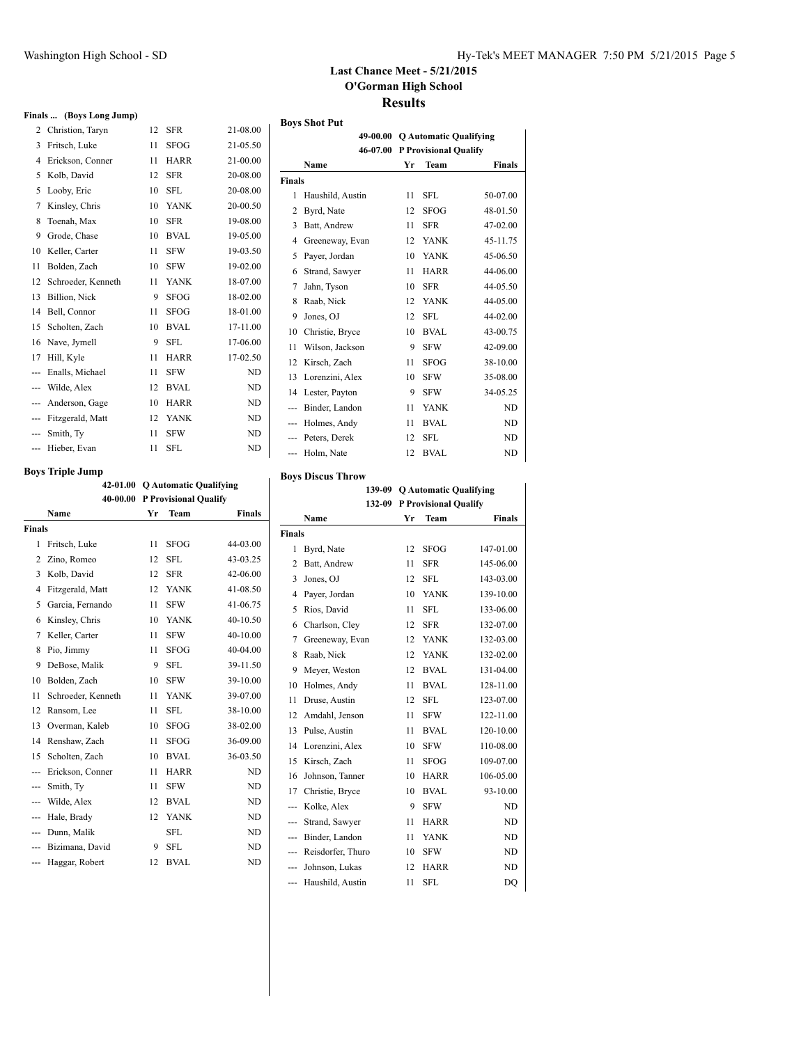## Last Chance Meet - 5/21/2015
## O'Gorman High School
## Results

### Finals ... (Boys Long Jump)

| | Name | Yr | Team | Finals |
|---|---|---|---|---|
| 2 | Christion, Taryn | 12 | SFR | 21-08.00 |
| 3 | Fritsch, Luke | 11 | SFOG | 21-05.50 |
| 4 | Erickson, Conner | 11 | HARR | 21-00.00 |
| 5 | Kolb, David | 12 | SFR | 20-08.00 |
| 5 | Looby, Eric | 10 | SFL | 20-08.00 |
| 7 | Kinsley, Chris | 10 | YANK | 20-00.50 |
| 8 | Toenah, Max | 10 | SFR | 19-08.00 |
| 9 | Grode, Chase | 10 | BVAL | 19-05.00 |
| 10 | Keller, Carter | 11 | SFW | 19-03.50 |
| 11 | Bolden, Zach | 10 | SFW | 19-02.00 |
| 12 | Schroeder, Kenneth | 11 | YANK | 18-07.00 |
| 13 | Billion, Nick | 9 | SFOG | 18-02.00 |
| 14 | Bell, Connor | 11 | SFOG | 18-01.00 |
| 15 | Scholten, Zach | 10 | BVAL | 17-11.00 |
| 16 | Nave, Jymell | 9 | SFL | 17-06.00 |
| 17 | Hill, Kyle | 11 | HARR | 17-02.50 |
| --- | Enalls, Michael | 11 | SFW | ND |
| --- | Wilde, Alex | 12 | BVAL | ND |
| --- | Anderson, Gage | 10 | HARR | ND |
| --- | Fitzgerald, Matt | 12 | YANK | ND |
| --- | Smith, Ty | 11 | SFW | ND |
| --- | Hieber, Evan | 11 | SFL | ND |

### Boys Triple Jump

42-01.00 Q Automatic Qualifying
40-00.00 P Provisional Qualify

| | Name | Yr | Team | Finals |
|---|---|---|---|---|
| **Finals** | | | | |
| 1 | Fritsch, Luke | 11 | SFOG | 44-03.00 |
| 2 | Zino, Romeo | 12 | SFL | 43-03.25 |
| 3 | Kolb, David | 12 | SFR | 42-06.00 |
| 4 | Fitzgerald, Matt | 12 | YANK | 41-08.50 |
| 5 | Garcia, Fernando | 11 | SFW | 41-06.75 |
| 6 | Kinsley, Chris | 10 | YANK | 40-10.50 |
| 7 | Keller, Carter | 11 | SFW | 40-10.00 |
| 8 | Pio, Jimmy | 11 | SFOG | 40-04.00 |
| 9 | DeBose, Malik | 9 | SFL | 39-11.50 |
| 10 | Bolden, Zach | 10 | SFW | 39-10.00 |
| 11 | Schroeder, Kenneth | 11 | YANK | 39-07.00 |
| 12 | Ransom, Lee | 11 | SFL | 38-10.00 |
| 13 | Overman, Kaleb | 10 | SFOG | 38-02.00 |
| 14 | Renshaw, Zach | 11 | SFOG | 36-09.00 |
| 15 | Scholten, Zach | 10 | BVAL | 36-03.50 |
| --- | Erickson, Conner | 11 | HARR | ND |
| --- | Smith, Ty | 11 | SFW | ND |
| --- | Wilde, Alex | 12 | BVAL | ND |
| --- | Hale, Brady | 12 | YANK | ND |
| --- | Dunn, Malik | | SFL | ND |
| --- | Bizimana, David | 9 | SFL | ND |
| --- | Haggar, Robert | 12 | BVAL | ND |

### Boys Shot Put

49-00.00 Q Automatic Qualifying
46-07.00 P Provisional Qualify

| | Name | Yr | Team | Finals |
|---|---|---|---|---|
| **Finals** | | | | |
| 1 | Haushild, Austin | 11 | SFL | 50-07.00 |
| 2 | Byrd, Nate | 12 | SFOG | 48-01.50 |
| 3 | Batt, Andrew | 11 | SFR | 47-02.00 |
| 4 | Greeneway, Evan | 12 | YANK | 45-11.75 |
| 5 | Payer, Jordan | 10 | YANK | 45-06.50 |
| 6 | Strand, Sawyer | 11 | HARR | 44-06.00 |
| 7 | Jahn, Tyson | 10 | SFR | 44-05.50 |
| 8 | Raab, Nick | 12 | YANK | 44-05.00 |
| 9 | Jones, OJ | 12 | SFL | 44-02.00 |
| 10 | Christie, Bryce | 10 | BVAL | 43-00.75 |
| 11 | Wilson, Jackson | 9 | SFW | 42-09.00 |
| 12 | Kirsch, Zach | 11 | SFOG | 38-10.00 |
| 13 | Lorenzini, Alex | 10 | SFW | 35-08.00 |
| 14 | Lester, Payton | 9 | SFW | 34-05.25 |
| --- | Binder, Landon | 11 | YANK | ND |
| --- | Holmes, Andy | 11 | BVAL | ND |
| --- | Peters, Derek | 12 | SFL | ND |
| --- | Holm, Nate | 12 | BVAL | ND |

### Boys Discus Throw

139-09 Q Automatic Qualifying
132-09 P Provisional Qualify

| | Name | Yr | Team | Finals |
|---|---|---|---|---|
| **Finals** | | | | |
| 1 | Byrd, Nate | 12 | SFOG | 147-01.00 |
| 2 | Batt, Andrew | 11 | SFR | 145-06.00 |
| 3 | Jones, OJ | 12 | SFL | 143-03.00 |
| 4 | Payer, Jordan | 10 | YANK | 139-10.00 |
| 5 | Rios, David | 11 | SFL | 133-06.00 |
| 6 | Charlson, Cley | 12 | SFR | 132-07.00 |
| 7 | Greeneway, Evan | 12 | YANK | 132-03.00 |
| 8 | Raab, Nick | 12 | YANK | 132-02.00 |
| 9 | Meyer, Weston | 12 | BVAL | 131-04.00 |
| 10 | Holmes, Andy | 11 | BVAL | 128-11.00 |
| 11 | Druse, Austin | 12 | SFL | 123-07.00 |
| 12 | Amdahl, Jenson | 11 | SFW | 122-11.00 |
| 13 | Pulse, Austin | 11 | BVAL | 120-10.00 |
| 14 | Lorenzini, Alex | 10 | SFW | 110-08.00 |
| 15 | Kirsch, Zach | 11 | SFOG | 109-07.00 |
| 16 | Johnson, Tanner | 10 | HARR | 106-05.00 |
| 17 | Christie, Bryce | 10 | BVAL | 93-10.00 |
| --- | Kolke, Alex | 9 | SFW | ND |
| --- | Strand, Sawyer | 11 | HARR | ND |
| --- | Binder, Landon | 11 | YANK | ND |
| --- | Reisdorfer, Thuro | 10 | SFW | ND |
| --- | Johnson, Lukas | 12 | HARR | ND |
| --- | Haushild, Austin | 11 | SFL | DQ |